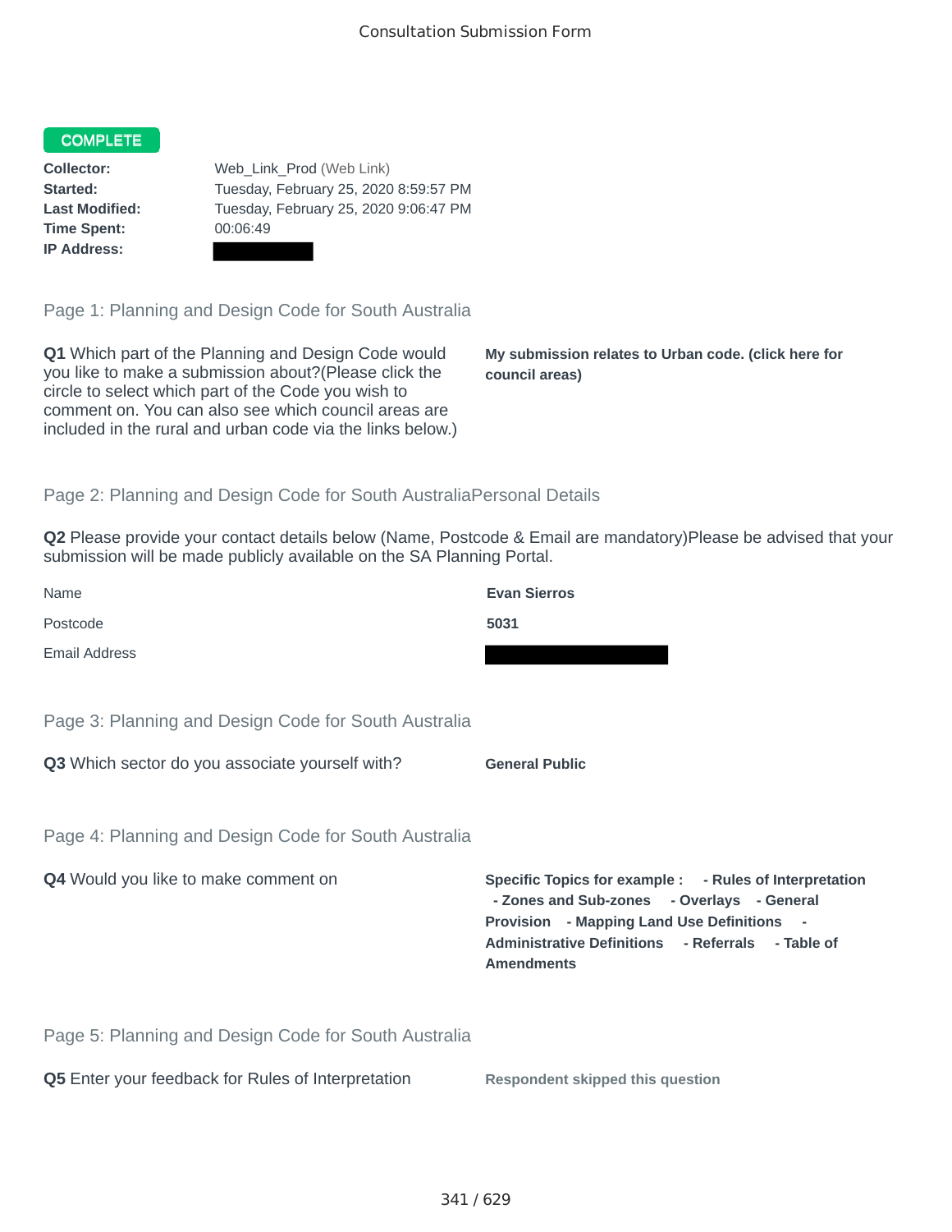# Consultation Submission Form

**COMPLETE**

| | |
|---|---|
| **Collector:** | Web_Link_Prod (Web Link) |
| **Started:** | Tuesday, February 25, 2020 8:59:57 PM |
| **Last Modified:** | Tuesday, February 25, 2020 9:06:47 PM |
| **Time Spent:** | 00:06:49 |
| **IP Address:** | |

## Page 1: Planning and Design Code for South Australia

**Q1** Which part of the Planning and Design Code would you like to make a submission about?(Please click the circle to select which part of the Code you wish to comment on. You can also see which council areas are included in the rural and urban code via the links below.)

**My submission relates to Urban code. (click here for council areas)**

## Page 2: Planning and Design Code for South AustraliaPersonal Details

**Q2** Please provide your contact details below (Name, Postcode & Email are mandatory)Please be advised that your submission will be made publicly available on the SA Planning Portal.

| | |
|---|---|
| Name | **Evan Sierros** |
| Postcode | **5031** |
| Email Address | |

## Page 3: Planning and Design Code for South Australia

**Q3** Which sector do you associate yourself with?

**General Public**

## Page 4: Planning and Design Code for South Australia

**Q4** Would you like to make comment on

**Specific Topics for example : - Rules of Interpretation - Zones and Sub-zones - Overlays - General Provision - Mapping Land Use Definitions - Administrative Definitions - Referrals - Table of Amendments**

## Page 5: Planning and Design Code for South Australia

**Q5** Enter your feedback for Rules of Interpretation

**Respondent skipped this question**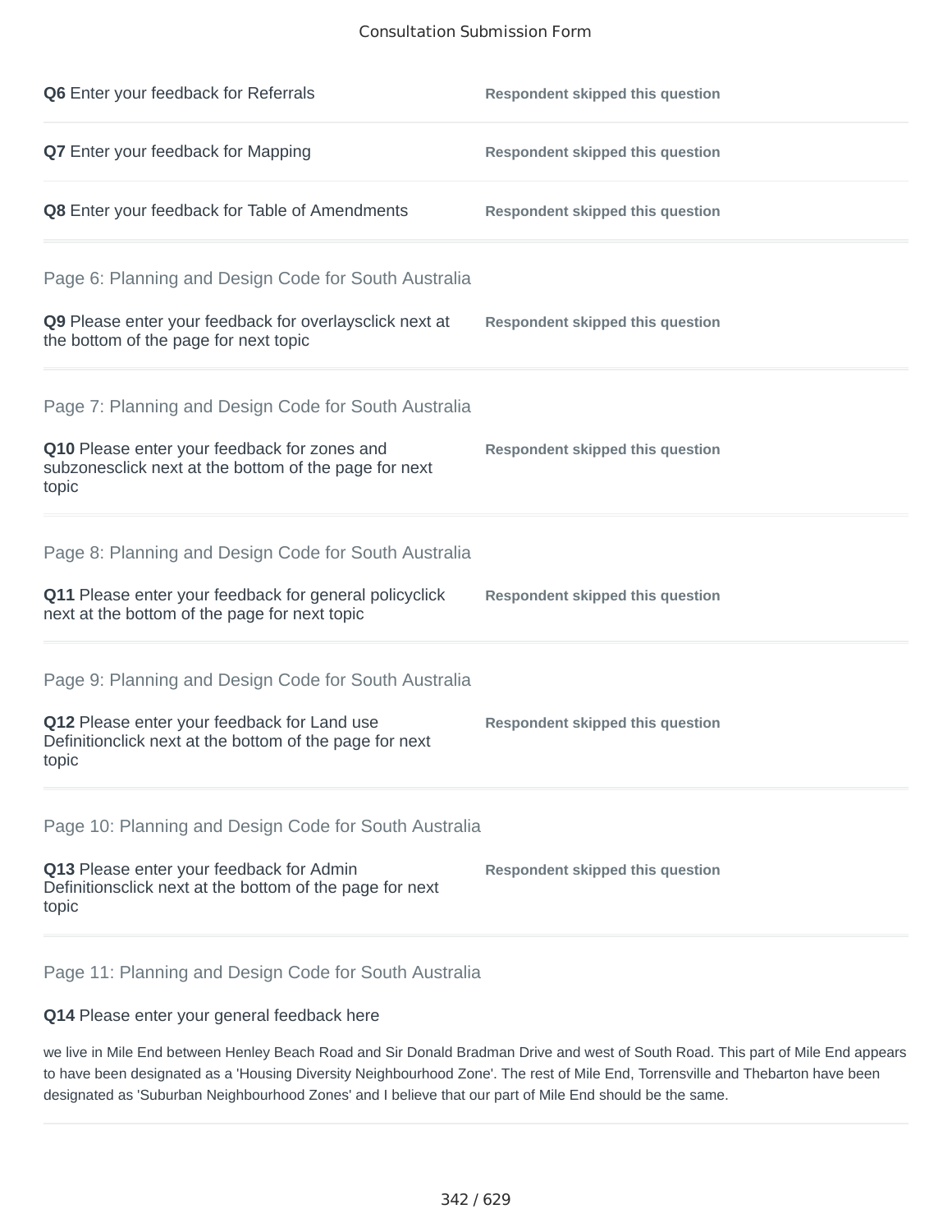**Q6** Enter your feedback for Referrals — **Respondent skipped this question**

**Q7** Enter your feedback for Mapping — **Respondent skipped this question**

**Q8** Enter your feedback for Table of Amendments — **Respondent skipped this question**

## Page 6: Planning and Design Code for South Australia

**Q9** Please enter your feedback for overlaysclick next at the bottom of the page for next topic — **Respondent skipped this question**

## Page 7: Planning and Design Code for South Australia

**Q10** Please enter your feedback for zones and subzonesclick next at the bottom of the page for next topic — **Respondent skipped this question**

## Page 8: Planning and Design Code for South Australia

**Q11** Please enter your feedback for general policyclick next at the bottom of the page for next topic — **Respondent skipped this question**

## Page 9: Planning and Design Code for South Australia

**Q12** Please enter your feedback for Land use Definitionclick next at the bottom of the page for next topic — **Respondent skipped this question**

## Page 10: Planning and Design Code for South Australia

**Q13** Please enter your feedback for Admin Definitionsclick next at the bottom of the page for next topic — **Respondent skipped this question**

## Page 11: Planning and Design Code for South Australia

**Q14** Please enter your general feedback here

we live in Mile End between Henley Beach Road and Sir Donald Bradman Drive and west of South Road. This part of Mile End appears to have been designated as a 'Housing Diversity Neighbourhood Zone'. The rest of Mile End, Torrensville and Thebarton have been designated as 'Suburban Neighbourhood Zones' and I believe that our part of Mile End should be the same.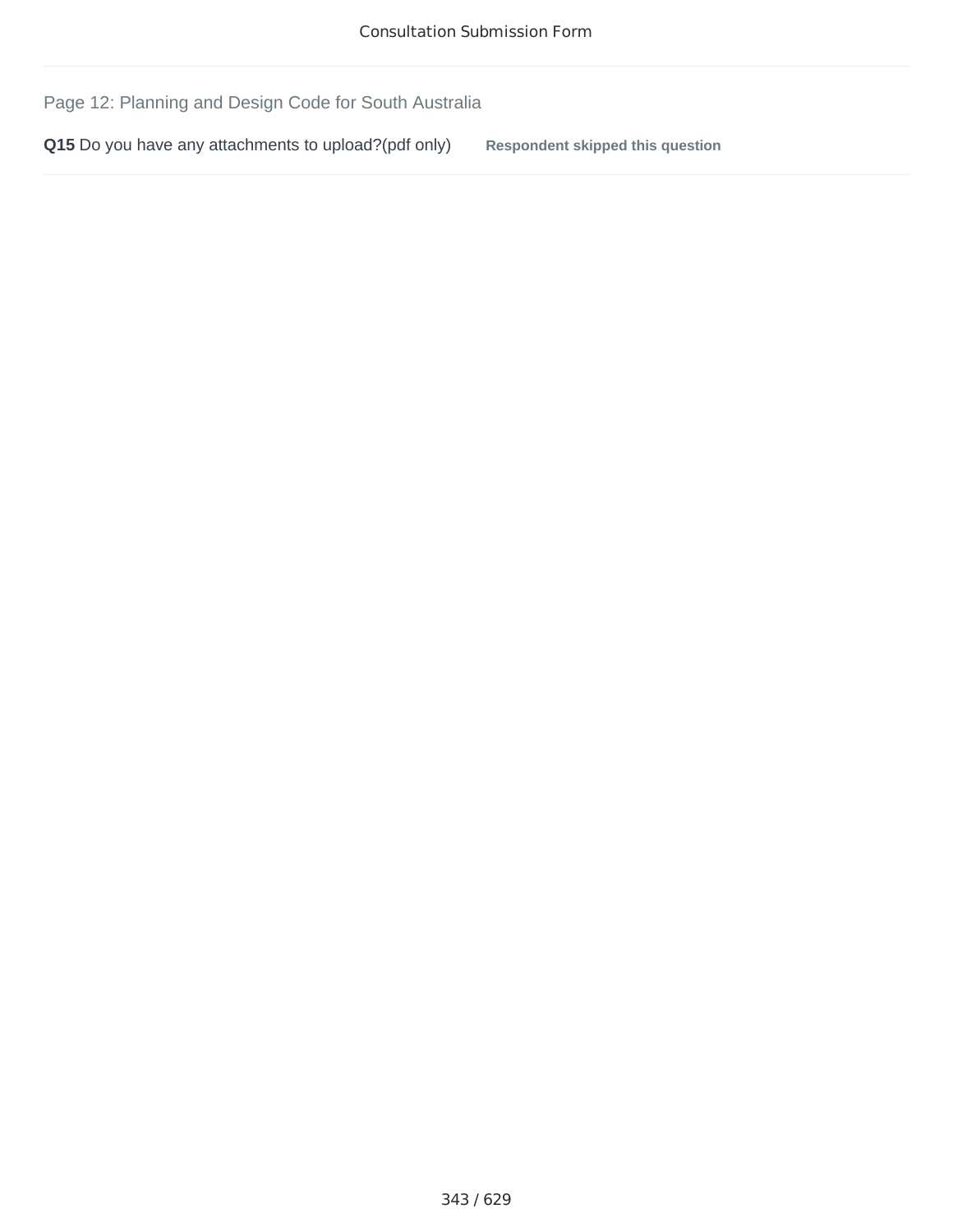Page 12: Planning and Design Code for South Australia

**Q15** Do you have any attachments to upload?(pdf only) **Respondent skipped this question**